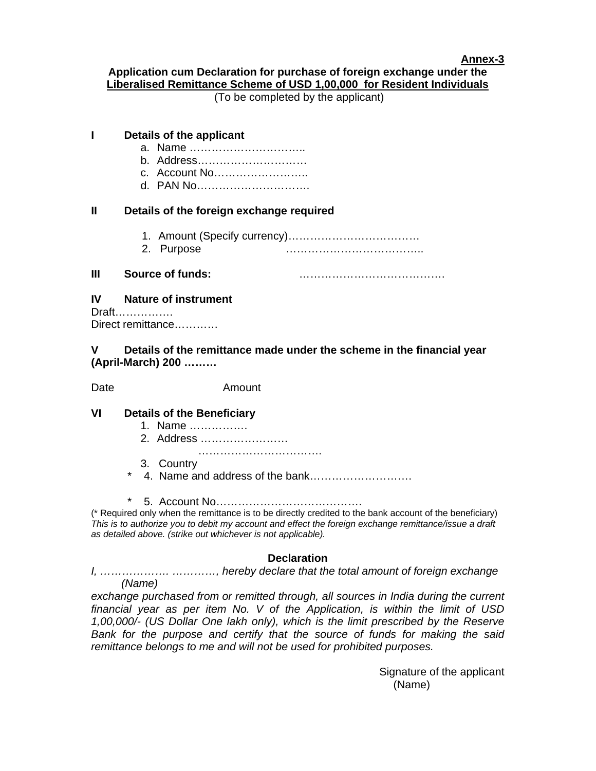**Annex-3**

**Application cum Declaration for purchase of foreign exchange under the <u>Liberalised Remittance Scheme of USD 1,00,000 for Resident Individuals</u>**

(To be completed by the applicant)

**I Details of the applicant**

a. Name …………………………..
b. Address………………………….
c. Account No……………………..
d. PAN No………………………….

**II Details of the foreign exchange required**

1. Amount (Specify currency)………………………………
2. Purpose ………………………………..

**III Source of funds:** ………………………………….

**IV Nature of instrument**

Draft…………….
Direct remittance…………

**V Details of the remittance made under the scheme in the financial year (April-March) 200 ………**

Date Amount

**VI Details of the Beneficiary**

1. Name …………….
2. Address ……………………
   …………………………….
3. Country

\* 4. Name and address of the bank………………………

\* 5. Account No………………………………….

(* Required only when the remittance is to be directly credited to the bank account of the beneficiary)

*This is to authorize you to debit my account and effect the foreign exchange remittance/issue a draft as detailed above. (strike out whichever is not applicable).*

**Declaration**

*I, ………………. …………, hereby declare that the total amount of foreign exchange*
*(Name)*
*exchange purchased from or remitted through, all sources in India during the current financial year as per item No. V of the Application, is within the limit of USD 1,00,000/- (US Dollar One lakh only), which is the limit prescribed by the Reserve Bank for the purpose and certify that the source of funds for making the said remittance belongs to me and will not be used for prohibited purposes.*

Signature of the applicant
(Name)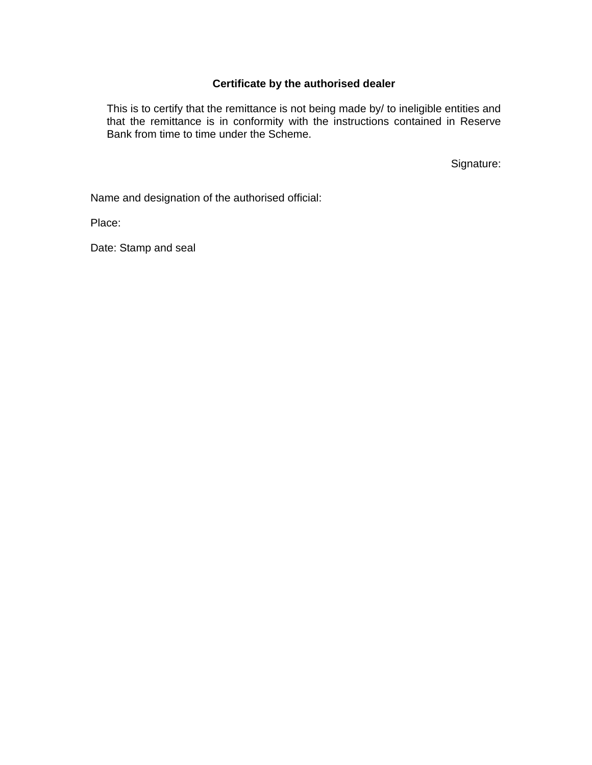**Certificate by the authorised dealer**

This is to certify that the remittance is not being made by/ to ineligible entities and that the remittance is in conformity with the instructions contained in Reserve Bank from time to time under the Scheme.

Signature:

Name and designation of the authorised official:

Place:

Date: Stamp and seal